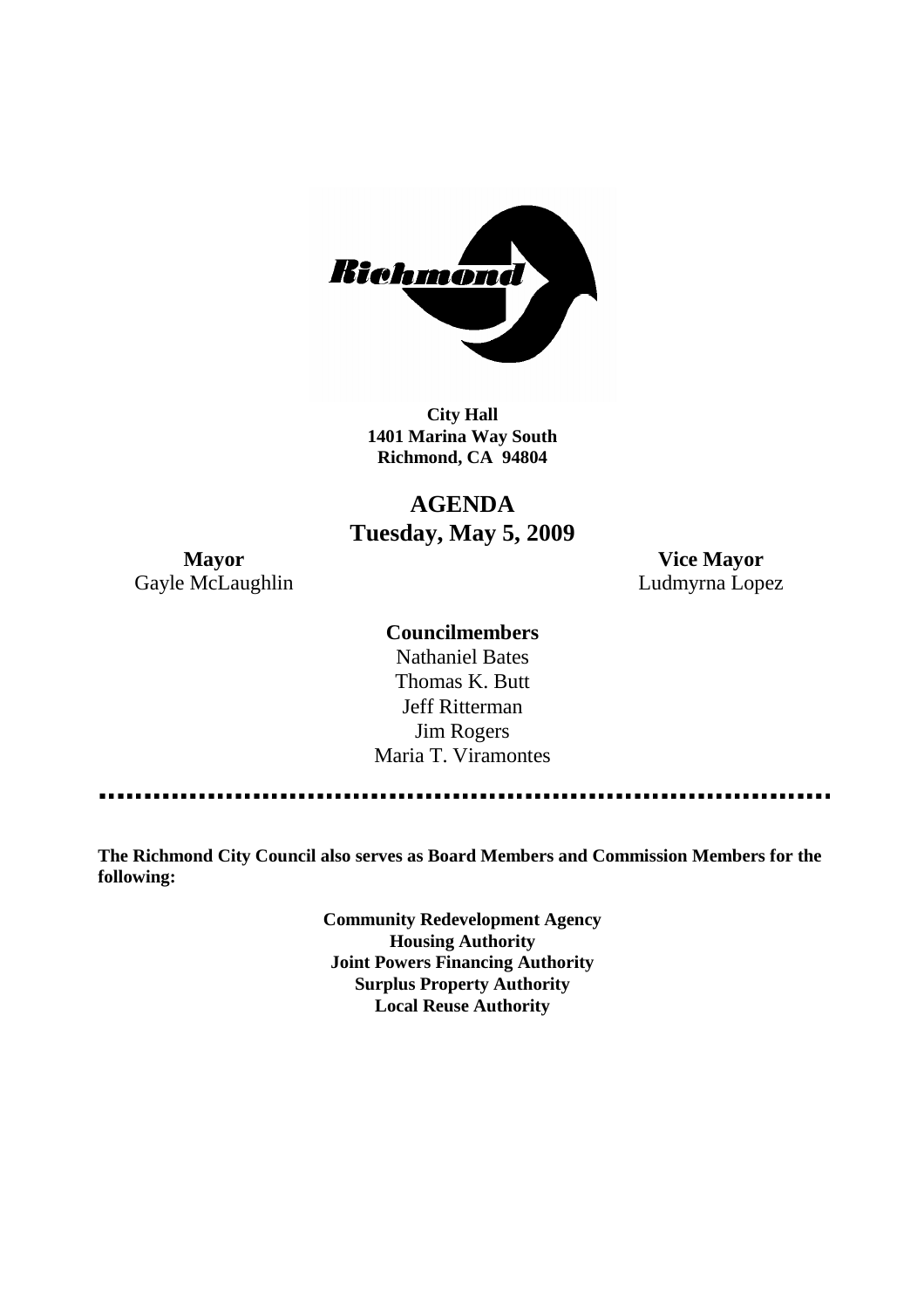**City Hall**
**1401 Marina Way South**
**Richmond, CA 94804**

# AGENDA
## Tuesday, May 5, 2009

**Mayor**
Gayle McLaughlin

**Vice Mayor**
Ludmyrna Lopez

**Councilmembers**
Nathaniel Bates
Thomas K. Butt
Jeff Ritterman
Jim Rogers
Maria T. Viramontes

---

**The Richmond City Council also serves as Board Members and Commission Members for the following:**

**Community Redevelopment Agency**
**Housing Authority**
**Joint Powers Financing Authority**
**Surplus Property Authority**
**Local Reuse Authority**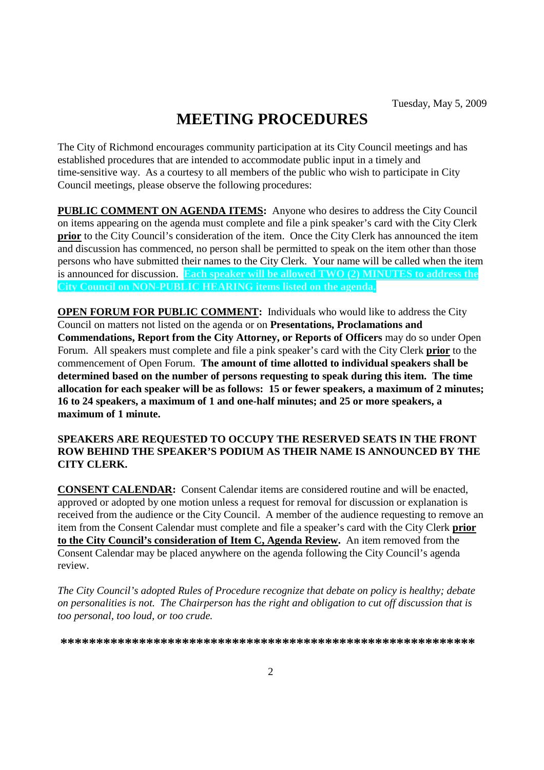Tuesday, May 5, 2009

# MEETING PROCEDURES

The City of Richmond encourages community participation at its City Council meetings and has established procedures that are intended to accommodate public input in a timely and time-sensitive way. As a courtesy to all members of the public who wish to participate in City Council meetings, please observe the following procedures:

**PUBLIC COMMENT ON AGENDA ITEMS:** Anyone who desires to address the City Council on items appearing on the agenda must complete and file a pink speaker's card with the City Clerk **prior** to the City Council's consideration of the item. Once the City Clerk has announced the item and discussion has commenced, no person shall be permitted to speak on the item other than those persons who have submitted their names to the City Clerk. Your name will be called when the item is announced for discussion. **Each speaker will be allowed TWO (2) MINUTES to address the City Council on NON-PUBLIC HEARING items listed on the agenda.**

**OPEN FORUM FOR PUBLIC COMMENT:** Individuals who would like to address the City Council on matters not listed on the agenda or on **Presentations, Proclamations and Commendations, Report from the City Attorney, or Reports of Officers** may do so under Open Forum. All speakers must complete and file a pink speaker's card with the City Clerk **prior** to the commencement of Open Forum. **The amount of time allotted to individual speakers shall be determined based on the number of persons requesting to speak during this item. The time allocation for each speaker will be as follows: 15 or fewer speakers, a maximum of 2 minutes; 16 to 24 speakers, a maximum of 1 and one-half minutes; and 25 or more speakers, a maximum of 1 minute.**

**SPEAKERS ARE REQUESTED TO OCCUPY THE RESERVED SEATS IN THE FRONT ROW BEHIND THE SPEAKER'S PODIUM AS THEIR NAME IS ANNOUNCED BY THE CITY CLERK.**

**CONSENT CALENDAR:** Consent Calendar items are considered routine and will be enacted, approved or adopted by one motion unless a request for removal for discussion or explanation is received from the audience or the City Council. A member of the audience requesting to remove an item from the Consent Calendar must complete and file a speaker's card with the City Clerk **prior to the City Council's consideration of Item C, Agenda Review.** An item removed from the Consent Calendar may be placed anywhere on the agenda following the City Council's agenda review.

*The City Council's adopted Rules of Procedure recognize that debate on policy is healthy; debate on personalities is not. The Chairperson has the right and obligation to cut off discussion that is too personal, too loud, or too crude.*

**********************************************************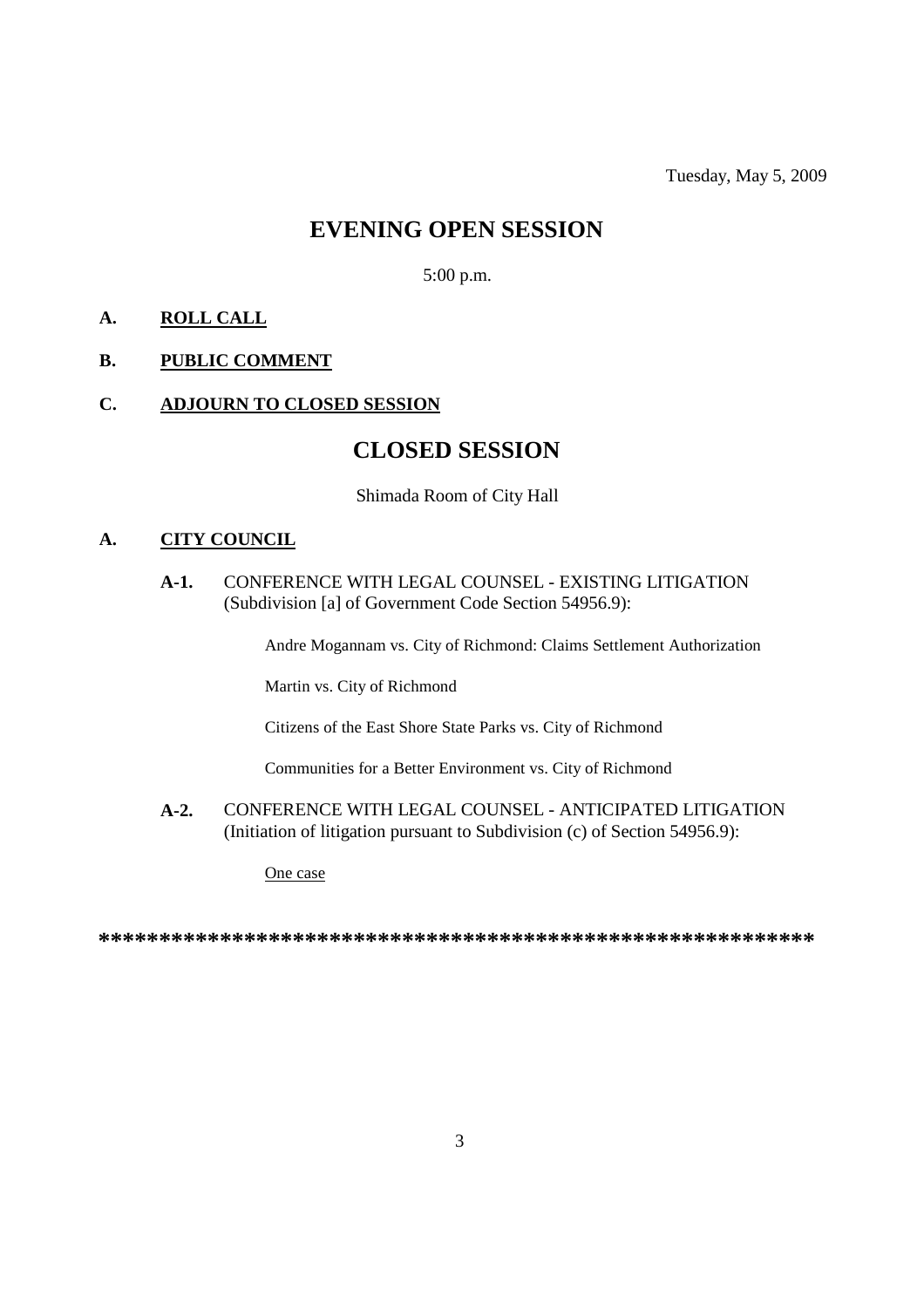Tuesday, May 5, 2009

# EVENING OPEN SESSION

5:00 p.m.

**A. ROLL CALL**

**B. PUBLIC COMMENT**

**C. ADJOURN TO CLOSED SESSION**

# CLOSED SESSION

Shimada Room of City Hall

**A. CITY COUNCIL**

**A-1.** CONFERENCE WITH LEGAL COUNSEL - EXISTING LITIGATION (Subdivision [a] of Government Code Section 54956.9):

Andre Mogannam vs. City of Richmond: Claims Settlement Authorization

Martin vs. City of Richmond

Citizens of the East Shore State Parks vs. City of Richmond

Communities for a Better Environment vs. City of Richmond

**A-2.** CONFERENCE WITH LEGAL COUNSEL - ANTICIPATED LITIGATION (Initiation of litigation pursuant to Subdivision (c) of Section 54956.9):

One case

**************************************************************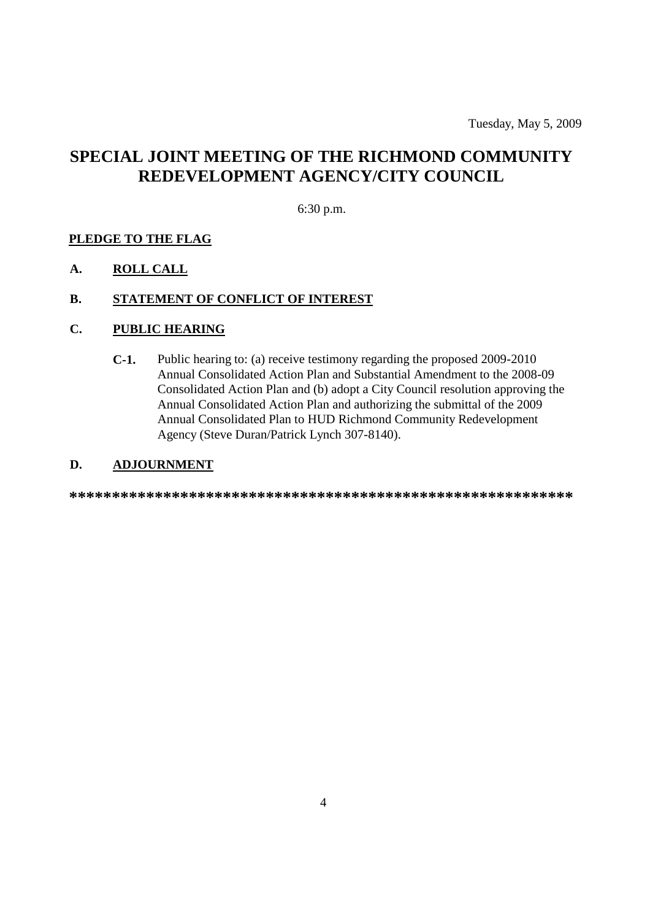Tuesday, May 5, 2009

# SPECIAL JOINT MEETING OF THE RICHMOND COMMUNITY REDEVELOPMENT AGENCY/CITY COUNCIL

6:30 p.m.

**PLEDGE TO THE FLAG**

**A. ROLL CALL**

**B. STATEMENT OF CONFLICT OF INTEREST**

**C. PUBLIC HEARING**

**C-1.** Public hearing to: (a) receive testimony regarding the proposed 2009-2010 Annual Consolidated Action Plan and Substantial Amendment to the 2008-09 Consolidated Action Plan and (b) adopt a City Council resolution approving the Annual Consolidated Action Plan and authorizing the submittal of the 2009 Annual Consolidated Plan to HUD Richmond Community Redevelopment Agency (Steve Duran/Patrick Lynch 307-8140).

**D. ADJOURNMENT**

**************************************************************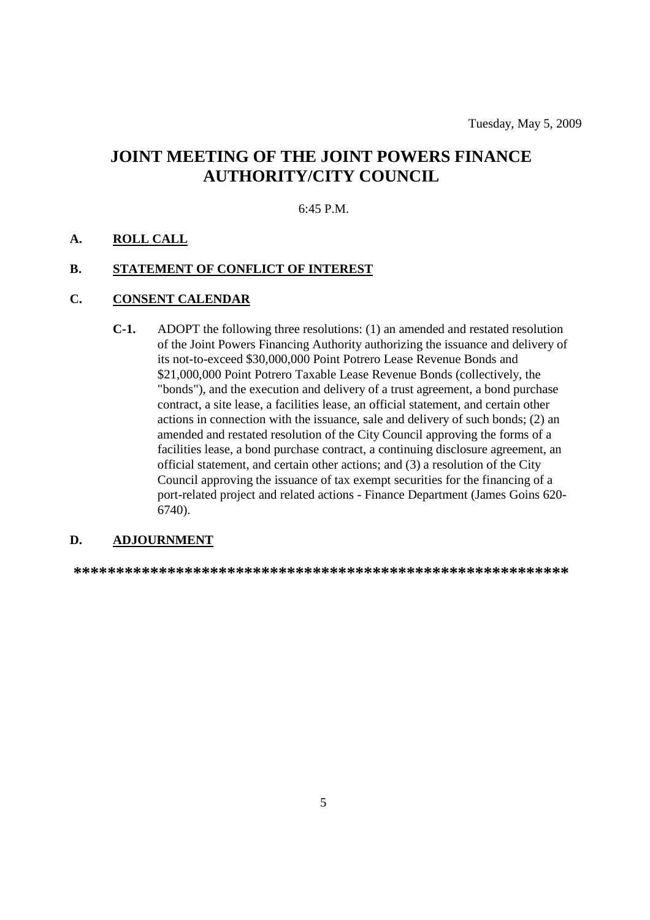Tuesday, May 5, 2009

# JOINT MEETING OF THE JOINT POWERS FINANCE AUTHORITY/CITY COUNCIL

6:45 P.M.

**A. ROLL CALL**

**B. STATEMENT OF CONFLICT OF INTEREST**

**C. CONSENT CALENDAR**

**C-1.** ADOPT the following three resolutions: (1) an amended and restated resolution of the Joint Powers Financing Authority authorizing the issuance and delivery of its not-to-exceed $30,000,000 Point Potrero Lease Revenue Bonds and $21,000,000 Point Potrero Taxable Lease Revenue Bonds (collectively, the "bonds"), and the execution and delivery of a trust agreement, a bond purchase contract, a site lease, a facilities lease, an official statement, and certain other actions in connection with the issuance, sale and delivery of such bonds; (2) an amended and restated resolution of the City Council approving the forms of a facilities lease, a bond purchase contract, a continuing disclosure agreement, an official statement, and certain other actions; and (3) a resolution of the City Council approving the issuance of tax exempt securities for the financing of a port-related project and related actions - Finance Department (James Goins 620-6740).

**D. ADJOURNMENT**

**********************************************************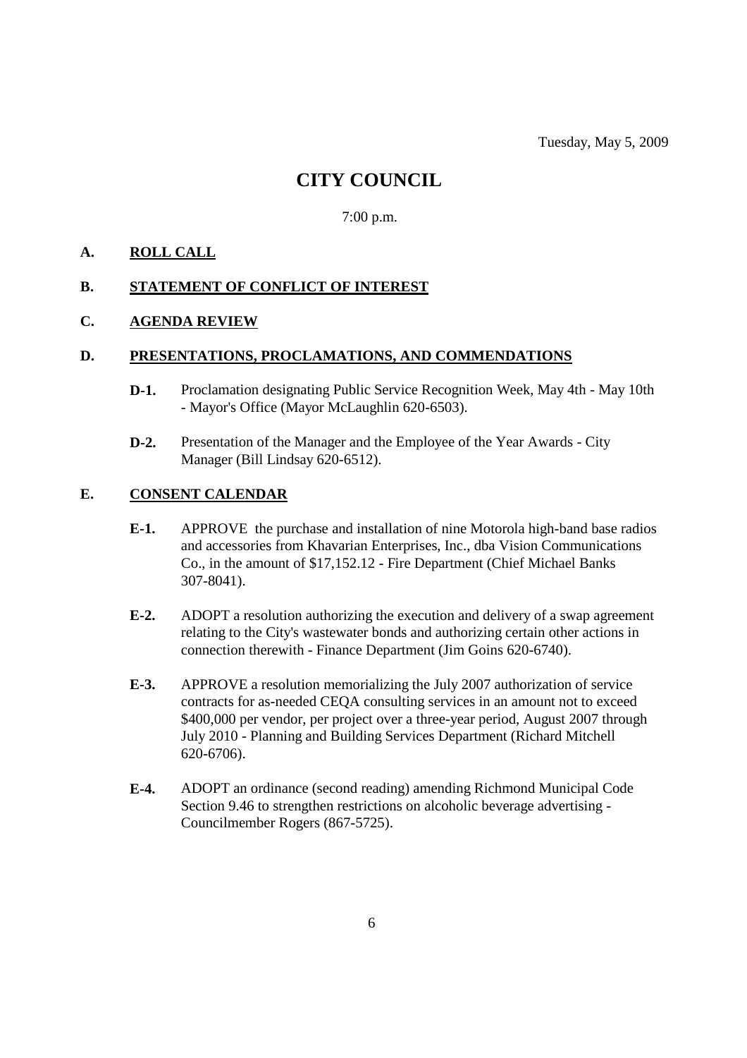Tuesday, May 5, 2009

# CITY COUNCIL

7:00 p.m.

## A. ROLL CALL

## B. STATEMENT OF CONFLICT OF INTEREST

## C. AGENDA REVIEW

## D. PRESENTATIONS, PROCLAMATIONS, AND COMMENDATIONS

**D-1.** Proclamation designating Public Service Recognition Week, May 4th - May 10th - Mayor's Office (Mayor McLaughlin 620-6503).

**D-2.** Presentation of the Manager and the Employee of the Year Awards - City Manager (Bill Lindsay 620-6512).

## E. CONSENT CALENDAR

**E-1.** APPROVE the purchase and installation of nine Motorola high-band base radios and accessories from Khavarian Enterprises, Inc., dba Vision Communications Co., in the amount of $17,152.12 - Fire Department (Chief Michael Banks 307-8041).

**E-2.** ADOPT a resolution authorizing the execution and delivery of a swap agreement relating to the City's wastewater bonds and authorizing certain other actions in connection therewith - Finance Department (Jim Goins 620-6740).

**E-3.** APPROVE a resolution memorializing the July 2007 authorization of service contracts for as-needed CEQA consulting services in an amount not to exceed $400,000 per vendor, per project over a three-year period, August 2007 through July 2010 - Planning and Building Services Department (Richard Mitchell 620-6706).

**E-4.** ADOPT an ordinance (second reading) amending Richmond Municipal Code Section 9.46 to strengthen restrictions on alcoholic beverage advertising - Councilmember Rogers (867-5725).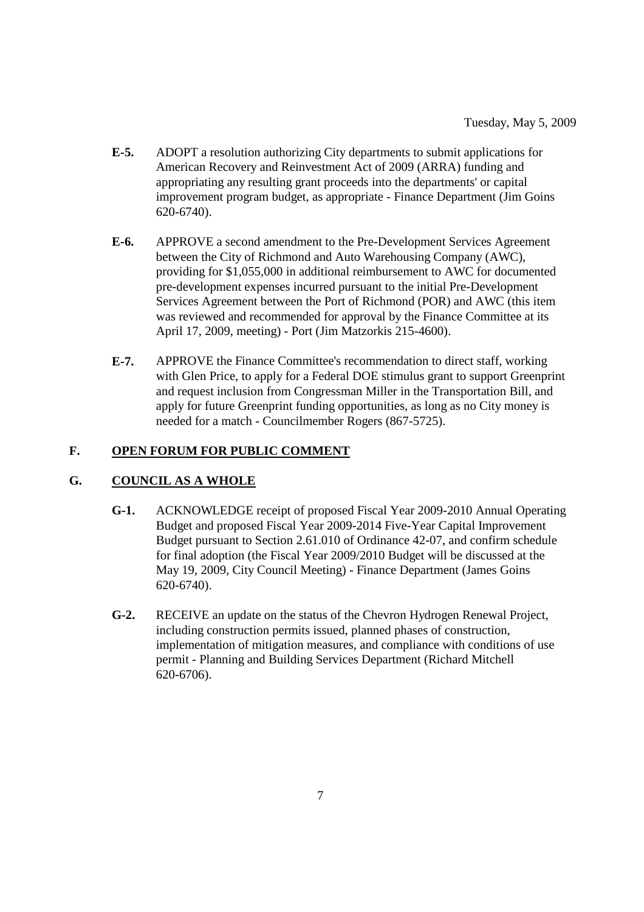**E-5.** ADOPT a resolution authorizing City departments to submit applications for American Recovery and Reinvestment Act of 2009 (ARRA) funding and appropriating any resulting grant proceeds into the departments' or capital improvement program budget, as appropriate - Finance Department (Jim Goins 620-6740).

**E-6.** APPROVE a second amendment to the Pre-Development Services Agreement between the City of Richmond and Auto Warehousing Company (AWC), providing for $1,055,000 in additional reimbursement to AWC for documented pre-development expenses incurred pursuant to the initial Pre-Development Services Agreement between the Port of Richmond (POR) and AWC (this item was reviewed and recommended for approval by the Finance Committee at its April 17, 2009, meeting) - Port (Jim Matzorkis 215-4600).

**E-7.** APPROVE the Finance Committee's recommendation to direct staff, working with Glen Price, to apply for a Federal DOE stimulus grant to support Greenprint and request inclusion from Congressman Miller in the Transportation Bill, and apply for future Greenprint funding opportunities, as long as no City money is needed for a match - Councilmember Rogers (867-5725).

## F. OPEN FORUM FOR PUBLIC COMMENT

## G. COUNCIL AS A WHOLE

**G-1.** ACKNOWLEDGE receipt of proposed Fiscal Year 2009-2010 Annual Operating Budget and proposed Fiscal Year 2009-2014 Five-Year Capital Improvement Budget pursuant to Section 2.61.010 of Ordinance 42-07, and confirm schedule for final adoption (the Fiscal Year 2009/2010 Budget will be discussed at the May 19, 2009, City Council Meeting) - Finance Department (James Goins 620-6740).

**G-2.** RECEIVE an update on the status of the Chevron Hydrogen Renewal Project, including construction permits issued, planned phases of construction, implementation of mitigation measures, and compliance with conditions of use permit - Planning and Building Services Department (Richard Mitchell 620-6706).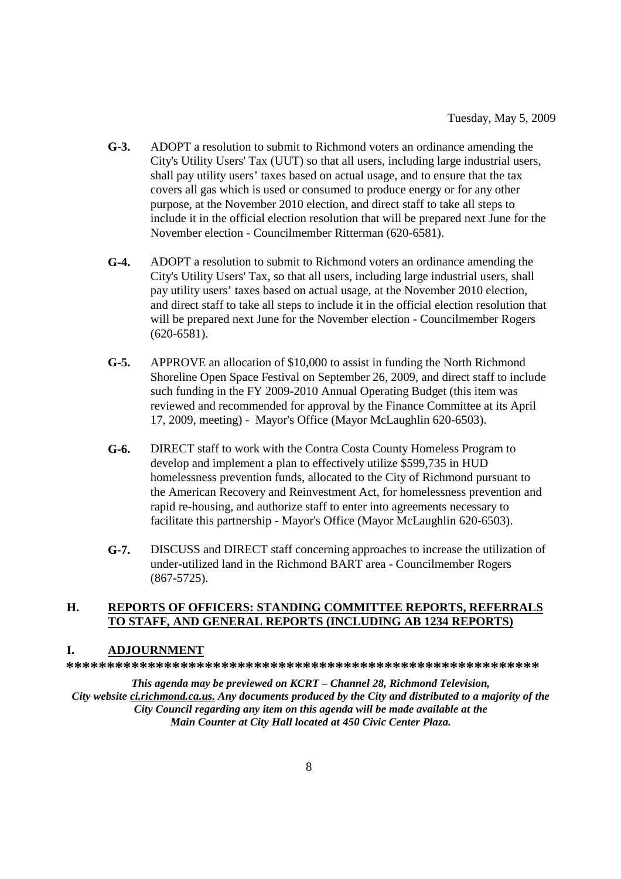Tuesday, May 5, 2009

**G-3.** ADOPT a resolution to submit to Richmond voters an ordinance amending the City's Utility Users' Tax (UUT) so that all users, including large industrial users, shall pay utility users' taxes based on actual usage, and to ensure that the tax covers all gas which is used or consumed to produce energy or for any other purpose, at the November 2010 election, and direct staff to take all steps to include it in the official election resolution that will be prepared next June for the November election - Councilmember Ritterman (620-6581).

**G-4.** ADOPT a resolution to submit to Richmond voters an ordinance amending the City's Utility Users' Tax, so that all users, including large industrial users, shall pay utility users' taxes based on actual usage, at the November 2010 election, and direct staff to take all steps to include it in the official election resolution that will be prepared next June for the November election - Councilmember Rogers (620-6581).

**G-5.** APPROVE an allocation of $10,000 to assist in funding the North Richmond Shoreline Open Space Festival on September 26, 2009, and direct staff to include such funding in the FY 2009-2010 Annual Operating Budget (this item was reviewed and recommended for approval by the Finance Committee at its April 17, 2009, meeting) - Mayor's Office (Mayor McLaughlin 620-6503).

**G-6.** DIRECT staff to work with the Contra Costa County Homeless Program to develop and implement a plan to effectively utilize $599,735 in HUD homelessness prevention funds, allocated to the City of Richmond pursuant to the American Recovery and Reinvestment Act, for homelessness prevention and rapid re-housing, and authorize staff to enter into agreements necessary to facilitate this partnership - Mayor's Office (Mayor McLaughlin 620-6503).

**G-7.** DISCUSS and DIRECT staff concerning approaches to increase the utilization of under-utilized land in the Richmond BART area - Councilmember Rogers (867-5725).

## H. REPORTS OF OFFICERS: STANDING COMMITTEE REPORTS, REFERRALS TO STAFF, AND GENERAL REPORTS (INCLUDING AB 1234 REPORTS)

## I. ADJOURNMENT

**************************************************************

***This agenda may be previewed on KCRT – Channel 28, Richmond Television, City website ci.richmond.ca.us. Any documents produced by the City and distributed to a majority of the City Council regarding any item on this agenda will be made available at the Main Counter at City Hall located at 450 Civic Center Plaza.***